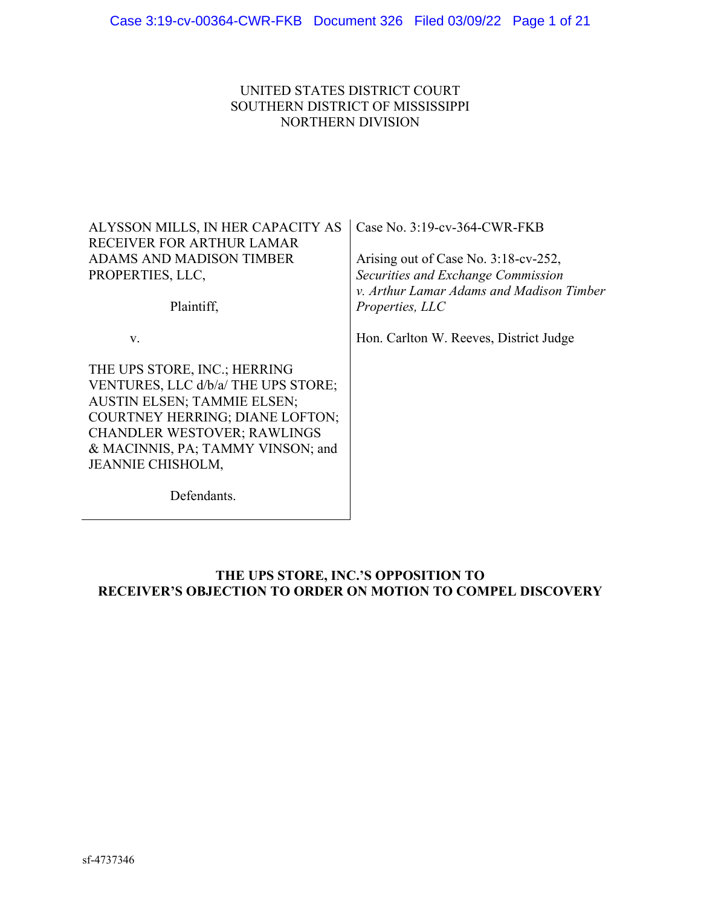UNITED STATES DISTRICT COURT
SOUTHERN DISTRICT OF MISSISSIPPI
NORTHERN DIVISION

| | |
|---|---|
| ALYSSON MILLS, IN HER CAPACITY AS RECEIVER FOR ARTHUR LAMAR ADAMS AND MADISON TIMBER PROPERTIES, LLC,<br><br>Plaintiff,<br><br>v.<br><br>THE UPS STORE, INC.; HERRING VENTURES, LLC d/b/a/ THE UPS STORE; AUSTIN ELSEN; TAMMIE ELSEN; COURTNEY HERRING; DIANE LOFTON; CHANDLER WESTOVER; RAWLINGS & MACINNIS, PA; TAMMY VINSON; and JEANNIE CHISHOLM,<br><br>Defendants. | Case No. 3:19-cv-364-CWR-FKB<br><br>Arising out of Case No. 3:18-cv-252, *Securities and Exchange Commission v. Arthur Lamar Adams and Madison Timber Properties, LLC*<br><br>Hon. Carlton W. Reeves, District Judge |

**THE UPS STORE, INC.'S OPPOSITION TO RECEIVER'S OBJECTION TO ORDER ON MOTION TO COMPEL DISCOVERY**

sf-4737346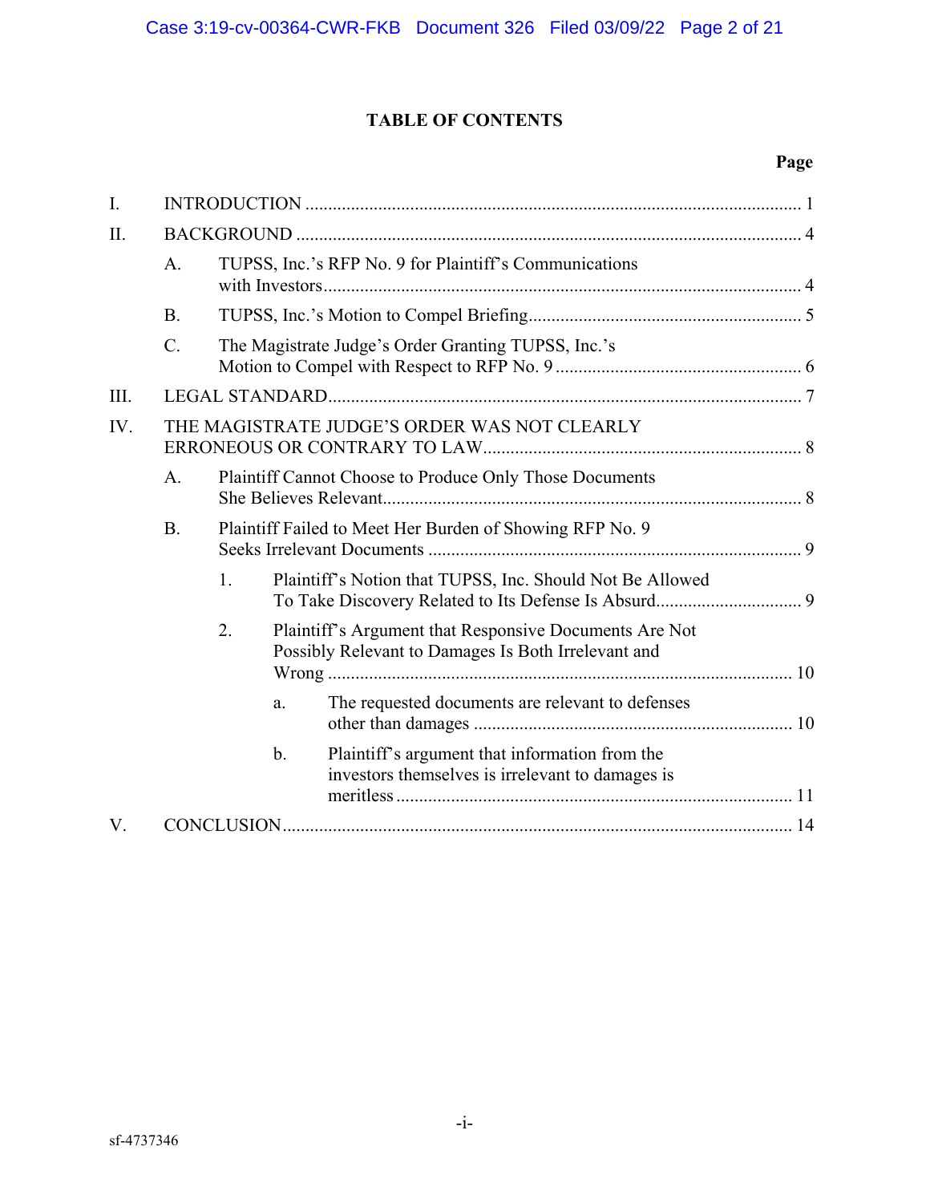# TABLE OF CONTENTS

| | | Page |
|---|---|---|
| I. | INTRODUCTION | 1 |
| II. | BACKGROUND | 4 |
| | A. TUPSS, Inc.'s RFP No. 9 for Plaintiff's Communications with Investors | 4 |
| | B. TUPSS, Inc.'s Motion to Compel Briefing | 5 |
| | C. The Magistrate Judge's Order Granting TUPSS, Inc.'s Motion to Compel with Respect to RFP No. 9 | 6 |
| III. | LEGAL STANDARD | 7 |
| IV. | THE MAGISTRATE JUDGE'S ORDER WAS NOT CLEARLY ERRONEOUS OR CONTRARY TO LAW | 8 |
| | A. Plaintiff Cannot Choose to Produce Only Those Documents She Believes Relevant | 8 |
| | B. Plaintiff Failed to Meet Her Burden of Showing RFP No. 9 Seeks Irrelevant Documents | 9 |
| | 1. Plaintiff's Notion that TUPSS, Inc. Should Not Be Allowed To Take Discovery Related to Its Defense Is Absurd | 9 |
| | 2. Plaintiff's Argument that Responsive Documents Are Not Possibly Relevant to Damages Is Both Irrelevant and Wrong | 10 |
| | a. The requested documents are relevant to defenses other than damages | 10 |
| | b. Plaintiff's argument that information from the investors themselves is irrelevant to damages is meritless | 11 |
| V. | CONCLUSION | 14 |

sf-4737346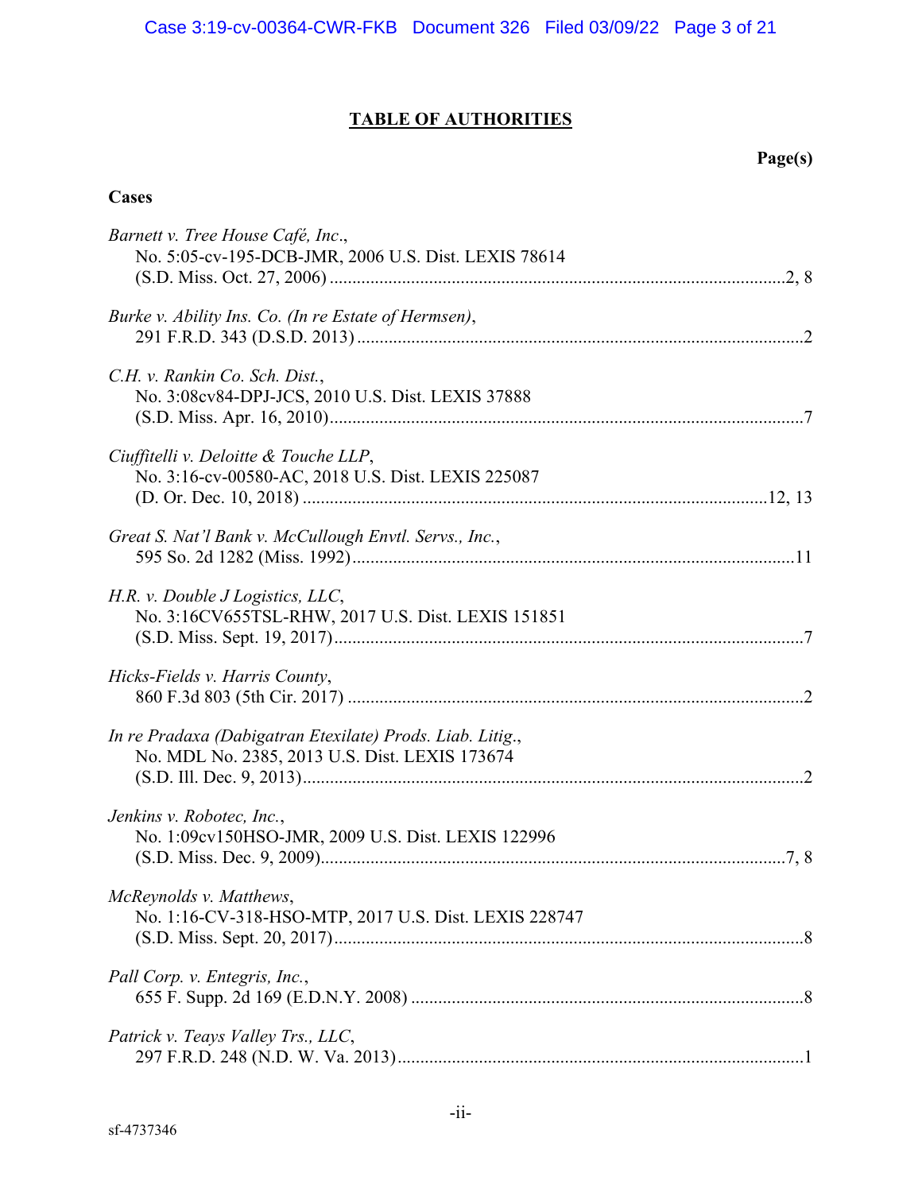## TABLE OF AUTHORITIES

**Page(s)**

**Cases**

*Barnett v. Tree House Café, Inc.*, No. 5:05-cv-195-DCB-JMR, 2006 U.S. Dist. LEXIS 78614 (S.D. Miss. Oct. 27, 2006) .......... 2, 8

*Burke v. Ability Ins. Co. (In re Estate of Hermsen)*, 291 F.R.D. 343 (D.S.D. 2013) .......... 2

*C.H. v. Rankin Co. Sch. Dist.*, No. 3:08cv84-DPJ-JCS, 2010 U.S. Dist. LEXIS 37888 (S.D. Miss. Apr. 16, 2010) .......... 7

*Ciuffitelli v. Deloitte & Touche LLP*, No. 3:16-cv-00580-AC, 2018 U.S. Dist. LEXIS 225087 (D. Or. Dec. 10, 2018) .......... 12, 13

*Great S. Nat'l Bank v. McCullough Envtl. Servs., Inc.*, 595 So. 2d 1282 (Miss. 1992) .......... 11

*H.R. v. Double J Logistics, LLC*, No. 3:16CV655TSL-RHW, 2017 U.S. Dist. LEXIS 151851 (S.D. Miss. Sept. 19, 2017) .......... 7

*Hicks-Fields v. Harris County*, 860 F.3d 803 (5th Cir. 2017) .......... 2

*In re Pradaxa (Dabigatran Etexilate) Prods. Liab. Litig.*, No. MDL No. 2385, 2013 U.S. Dist. LEXIS 173674 (S.D. Ill. Dec. 9, 2013) .......... 2

*Jenkins v. Robotec, Inc.*, No. 1:09cv150HSO-JMR, 2009 U.S. Dist. LEXIS 122996 (S.D. Miss. Dec. 9, 2009) .......... 7, 8

*McReynolds v. Matthews*, No. 1:16-CV-318-HSO-MTP, 2017 U.S. Dist. LEXIS 228747 (S.D. Miss. Sept. 20, 2017) .......... 8

*Pall Corp. v. Entegris, Inc.*, 655 F. Supp. 2d 169 (E.D.N.Y. 2008) .......... 8

*Patrick v. Teays Valley Trs., LLC*, 297 F.R.D. 248 (N.D. W. Va. 2013) .......... 1

sf-4737346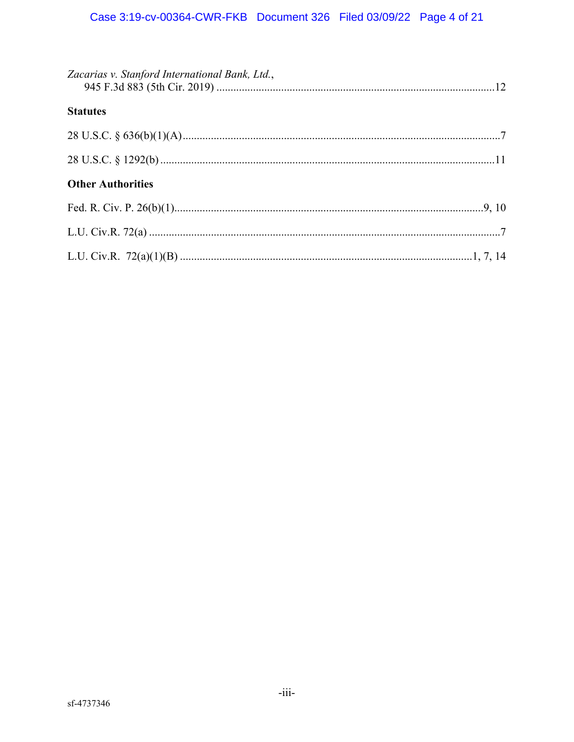*Zacarias v. Stanford International Bank, Ltd.*,
945 F.3d 883 (5th Cir. 2019) ....................................................................................................12

**Statutes**

28 U.S.C. § 636(b)(1)(A)..................................................................................................................7

28 U.S.C. § 1292(b) ......................................................................................................................11

**Other Authorities**

Fed. R. Civ. P. 26(b)(1)..............................................................................................................9, 10

L.U. Civ.R. 72(a) .............................................................................................................................7

L.U. Civ.R. 72(a)(1)(B) ........................................................................................................1, 7, 14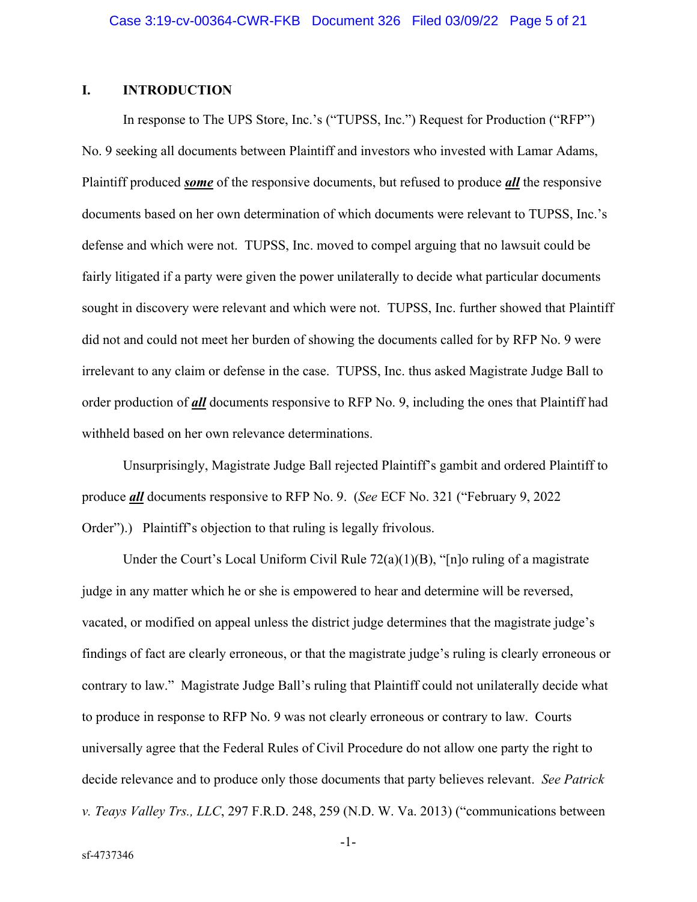## I. INTRODUCTION

In response to The UPS Store, Inc.'s ("TUPSS, Inc.") Request for Production ("RFP") No. 9 seeking all documents between Plaintiff and investors who invested with Lamar Adams, Plaintiff produced ***some*** of the responsive documents, but refused to produce ***all*** the responsive documents based on her own determination of which documents were relevant to TUPSS, Inc.'s defense and which were not. TUPSS, Inc. moved to compel arguing that no lawsuit could be fairly litigated if a party were given the power unilaterally to decide what particular documents sought in discovery were relevant and which were not. TUPSS, Inc. further showed that Plaintiff did not and could not meet her burden of showing the documents called for by RFP No. 9 were irrelevant to any claim or defense in the case. TUPSS, Inc. thus asked Magistrate Judge Ball to order production of ***all*** documents responsive to RFP No. 9, including the ones that Plaintiff had withheld based on her own relevance determinations.

Unsurprisingly, Magistrate Judge Ball rejected Plaintiff's gambit and ordered Plaintiff to produce ***all*** documents responsive to RFP No. 9. (*See* ECF No. 321 ("February 9, 2022 Order").) Plaintiff's objection to that ruling is legally frivolous.

Under the Court's Local Uniform Civil Rule 72(a)(1)(B), "[n]o ruling of a magistrate judge in any matter which he or she is empowered to hear and determine will be reversed, vacated, or modified on appeal unless the district judge determines that the magistrate judge's findings of fact are clearly erroneous, or that the magistrate judge's ruling is clearly erroneous or contrary to law." Magistrate Judge Ball's ruling that Plaintiff could not unilaterally decide what to produce in response to RFP No. 9 was not clearly erroneous or contrary to law. Courts universally agree that the Federal Rules of Civil Procedure do not allow one party the right to decide relevance and to produce only those documents that party believes relevant. *See Patrick v. Teays Valley Trs., LLC*, 297 F.R.D. 248, 259 (N.D. W. Va. 2013) ("communications between

sf-4737346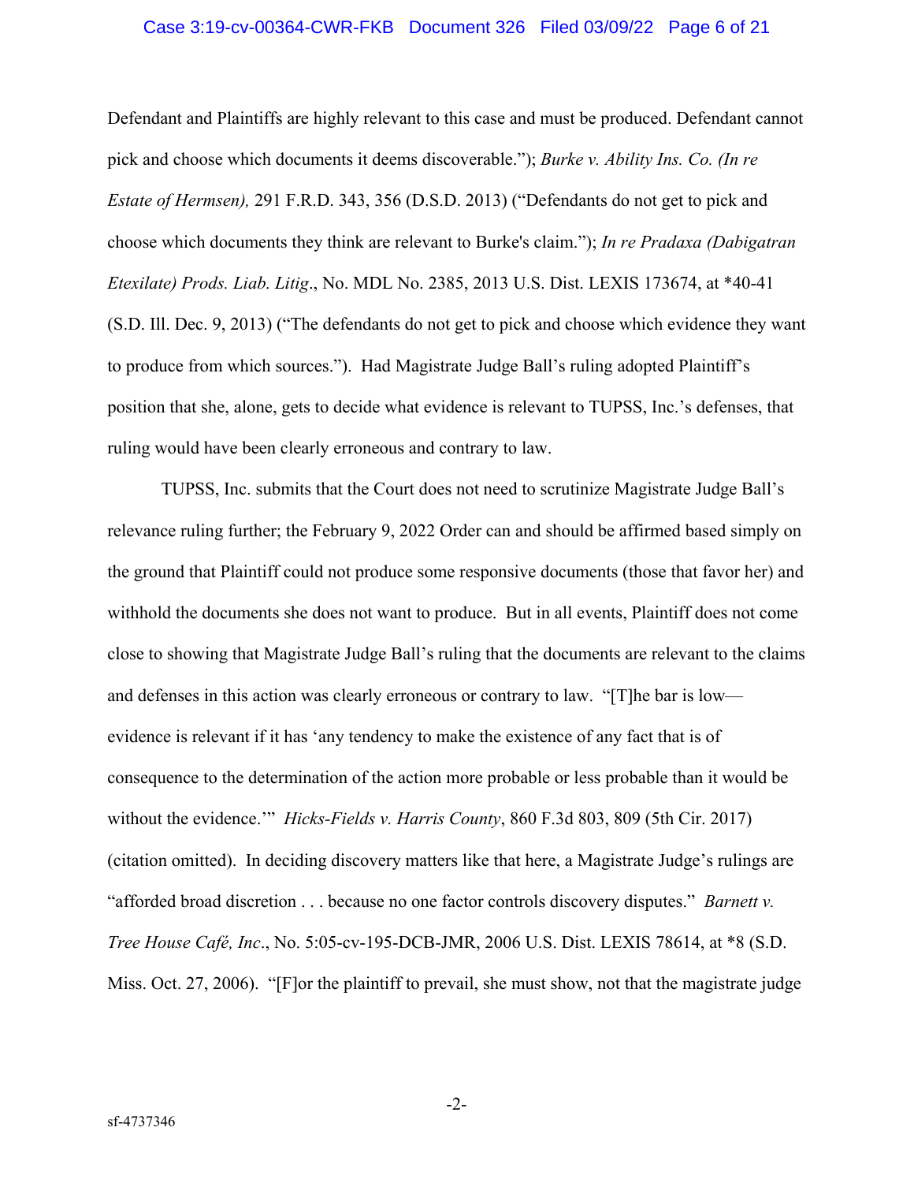Defendant and Plaintiffs are highly relevant to this case and must be produced. Defendant cannot pick and choose which documents it deems discoverable."); *Burke v. Ability Ins. Co. (In re Estate of Hermsen),* 291 F.R.D. 343, 356 (D.S.D. 2013) ("Defendants do not get to pick and choose which documents they think are relevant to Burke's claim."); *In re Pradaxa (Dabigatran Etexilate) Prods. Liab. Litig*., No. MDL No. 2385, 2013 U.S. Dist. LEXIS 173674, at *40-41 (S.D. Ill. Dec. 9, 2013) ("The defendants do not get to pick and choose which evidence they want to produce from which sources."). Had Magistrate Judge Ball's ruling adopted Plaintiff's position that she, alone, gets to decide what evidence is relevant to TUPSS, Inc.'s defenses, that ruling would have been clearly erroneous and contrary to law.

TUPSS, Inc. submits that the Court does not need to scrutinize Magistrate Judge Ball's relevance ruling further; the February 9, 2022 Order can and should be affirmed based simply on the ground that Plaintiff could not produce some responsive documents (those that favor her) and withhold the documents she does not want to produce. But in all events, Plaintiff does not come close to showing that Magistrate Judge Ball's ruling that the documents are relevant to the claims and defenses in this action was clearly erroneous or contrary to law. "[T]he bar is low—evidence is relevant if it has 'any tendency to make the existence of any fact that is of consequence to the determination of the action more probable or less probable than it would be without the evidence.'" *Hicks-Fields v. Harris County*, 860 F.3d 803, 809 (5th Cir. 2017) (citation omitted). In deciding discovery matters like that here, a Magistrate Judge's rulings are "afforded broad discretion . . . because no one factor controls discovery disputes." *Barnett v. Tree House Café, Inc*., No. 5:05-cv-195-DCB-JMR, 2006 U.S. Dist. LEXIS 78614, at *8 (S.D. Miss. Oct. 27, 2006). "[F]or the plaintiff to prevail, she must show, not that the magistrate judge

sf-4737346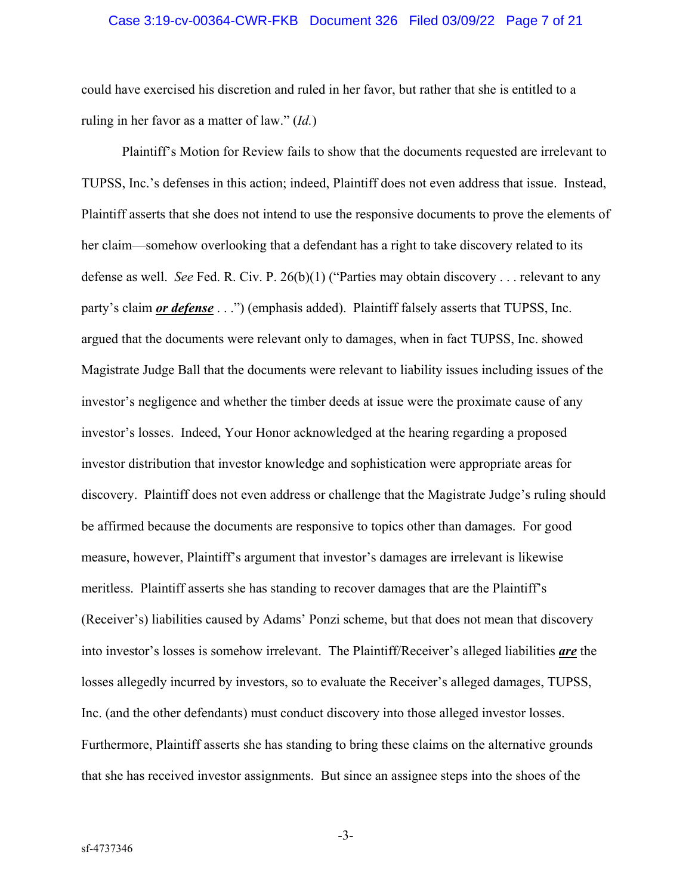could have exercised his discretion and ruled in her favor, but rather that she is entitled to a ruling in her favor as a matter of law." (*Id.*)

Plaintiff's Motion for Review fails to show that the documents requested are irrelevant to TUPSS, Inc.'s defenses in this action; indeed, Plaintiff does not even address that issue. Instead, Plaintiff asserts that she does not intend to use the responsive documents to prove the elements of her claim—somehow overlooking that a defendant has a right to take discovery related to its defense as well. *See* Fed. R. Civ. P. 26(b)(1) ("Parties may obtain discovery . . . relevant to any party's claim ***or defense*** . . .") (emphasis added). Plaintiff falsely asserts that TUPSS, Inc. argued that the documents were relevant only to damages, when in fact TUPSS, Inc. showed Magistrate Judge Ball that the documents were relevant to liability issues including issues of the investor's negligence and whether the timber deeds at issue were the proximate cause of any investor's losses. Indeed, Your Honor acknowledged at the hearing regarding a proposed investor distribution that investor knowledge and sophistication were appropriate areas for discovery. Plaintiff does not even address or challenge that the Magistrate Judge's ruling should be affirmed because the documents are responsive to topics other than damages. For good measure, however, Plaintiff's argument that investor's damages are irrelevant is likewise meritless. Plaintiff asserts she has standing to recover damages that are the Plaintiff's (Receiver's) liabilities caused by Adams' Ponzi scheme, but that does not mean that discovery into investor's losses is somehow irrelevant. The Plaintiff/Receiver's alleged liabilities ***are*** the losses allegedly incurred by investors, so to evaluate the Receiver's alleged damages, TUPSS, Inc. (and the other defendants) must conduct discovery into those alleged investor losses. Furthermore, Plaintiff asserts she has standing to bring these claims on the alternative grounds that she has received investor assignments. But since an assignee steps into the shoes of the

sf-4737346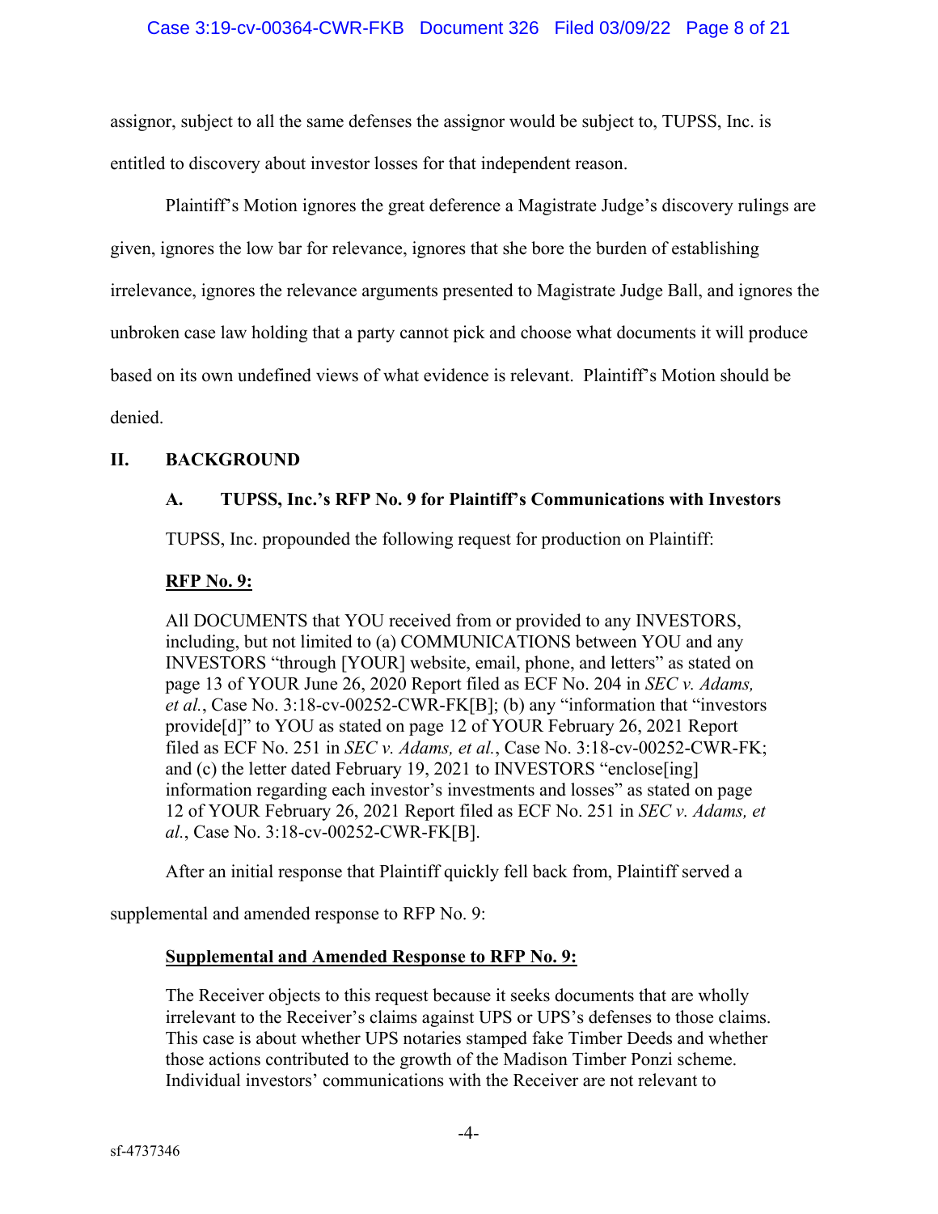assignor, subject to all the same defenses the assignor would be subject to, TUPSS, Inc. is entitled to discovery about investor losses for that independent reason.

Plaintiff's Motion ignores the great deference a Magistrate Judge's discovery rulings are given, ignores the low bar for relevance, ignores that she bore the burden of establishing irrelevance, ignores the relevance arguments presented to Magistrate Judge Ball, and ignores the unbroken case law holding that a party cannot pick and choose what documents it will produce based on its own undefined views of what evidence is relevant. Plaintiff's Motion should be denied.

## II. BACKGROUND

### A. TUPSS, Inc.'s RFP No. 9 for Plaintiff's Communications with Investors

TUPSS, Inc. propounded the following request for production on Plaintiff:

**<u>RFP No. 9:</u>**

> All DOCUMENTS that YOU received from or provided to any INVESTORS, including, but not limited to (a) COMMUNICATIONS between YOU and any INVESTORS "through [YOUR] website, email, phone, and letters" as stated on page 13 of YOUR June 26, 2020 Report filed as ECF No. 204 in *SEC v. Adams, et al.*, Case No. 3:18-cv-00252-CWR-FK[B]; (b) any "information that "investors provide[d]" to YOU as stated on page 12 of YOUR February 26, 2021 Report filed as ECF No. 251 in *SEC v. Adams, et al.*, Case No. 3:18-cv-00252-CWR-FK; and (c) the letter dated February 19, 2021 to INVESTORS "enclose[ing] information regarding each investor's investments and losses" as stated on page 12 of YOUR February 26, 2021 Report filed as ECF No. 251 in *SEC v. Adams, et al.*, Case No. 3:18-cv-00252-CWR-FK[B].

After an initial response that Plaintiff quickly fell back from, Plaintiff served a supplemental and amended response to RFP No. 9:

**<u>Supplemental and Amended Response to RFP No. 9:</u>**

> The Receiver objects to this request because it seeks documents that are wholly irrelevant to the Receiver's claims against UPS or UPS's defenses to those claims. This case is about whether UPS notaries stamped fake Timber Deeds and whether those actions contributed to the growth of the Madison Timber Ponzi scheme. Individual investors' communications with the Receiver are not relevant to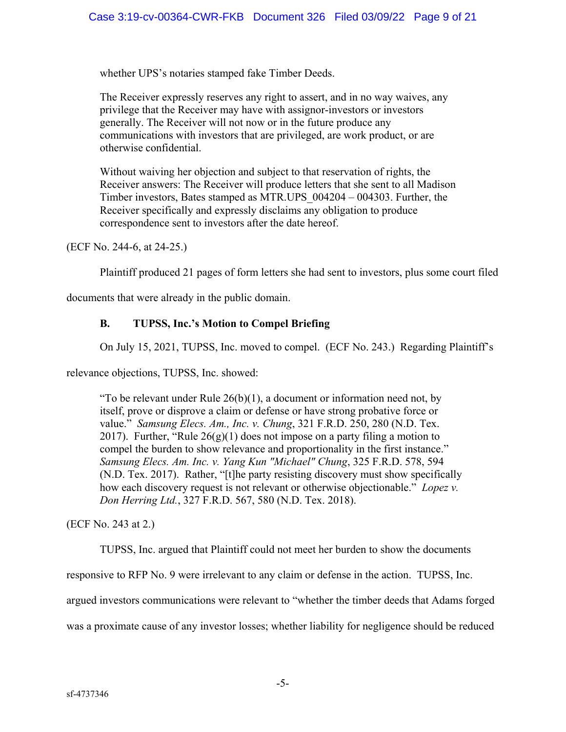> whether UPS's notaries stamped fake Timber Deeds.
>
> The Receiver expressly reserves any right to assert, and in no way waives, any privilege that the Receiver may have with assignor-investors or investors generally. The Receiver will not now or in the future produce any communications with investors that are privileged, are work product, or are otherwise confidential.
>
> Without waiving her objection and subject to that reservation of rights, the Receiver answers: The Receiver will produce letters that she sent to all Madison Timber investors, Bates stamped as MTR.UPS_004204 – 004303. Further, the Receiver specifically and expressly disclaims any obligation to produce correspondence sent to investors after the date hereof.

(ECF No. 244-6, at 24-25.)

Plaintiff produced 21 pages of form letters she had sent to investors, plus some court filed documents that were already in the public domain.

### B. TUPSS, Inc.'s Motion to Compel Briefing

On July 15, 2021, TUPSS, Inc. moved to compel. (ECF No. 243.) Regarding Plaintiff's relevance objections, TUPSS, Inc. showed:

> "To be relevant under Rule 26(b)(1), a document or information need not, by itself, prove or disprove a claim or defense or have strong probative force or value." *Samsung Elecs. Am., Inc. v. Chung*, 321 F.R.D. 250, 280 (N.D. Tex. 2017). Further, "Rule 26(g)(1) does not impose on a party filing a motion to compel the burden to show relevance and proportionality in the first instance." *Samsung Elecs. Am. Inc. v. Yang Kun "Michael" Chung*, 325 F.R.D. 578, 594 (N.D. Tex. 2017). Rather, "[t]he party resisting discovery must show specifically how each discovery request is not relevant or otherwise objectionable." *Lopez v. Don Herring Ltd.*, 327 F.R.D. 567, 580 (N.D. Tex. 2018).

(ECF No. 243 at 2.)

TUPSS, Inc. argued that Plaintiff could not meet her burden to show the documents responsive to RFP No. 9 were irrelevant to any claim or defense in the action. TUPSS, Inc. argued investors communications were relevant to "whether the timber deeds that Adams forged was a proximate cause of any investor losses; whether liability for negligence should be reduced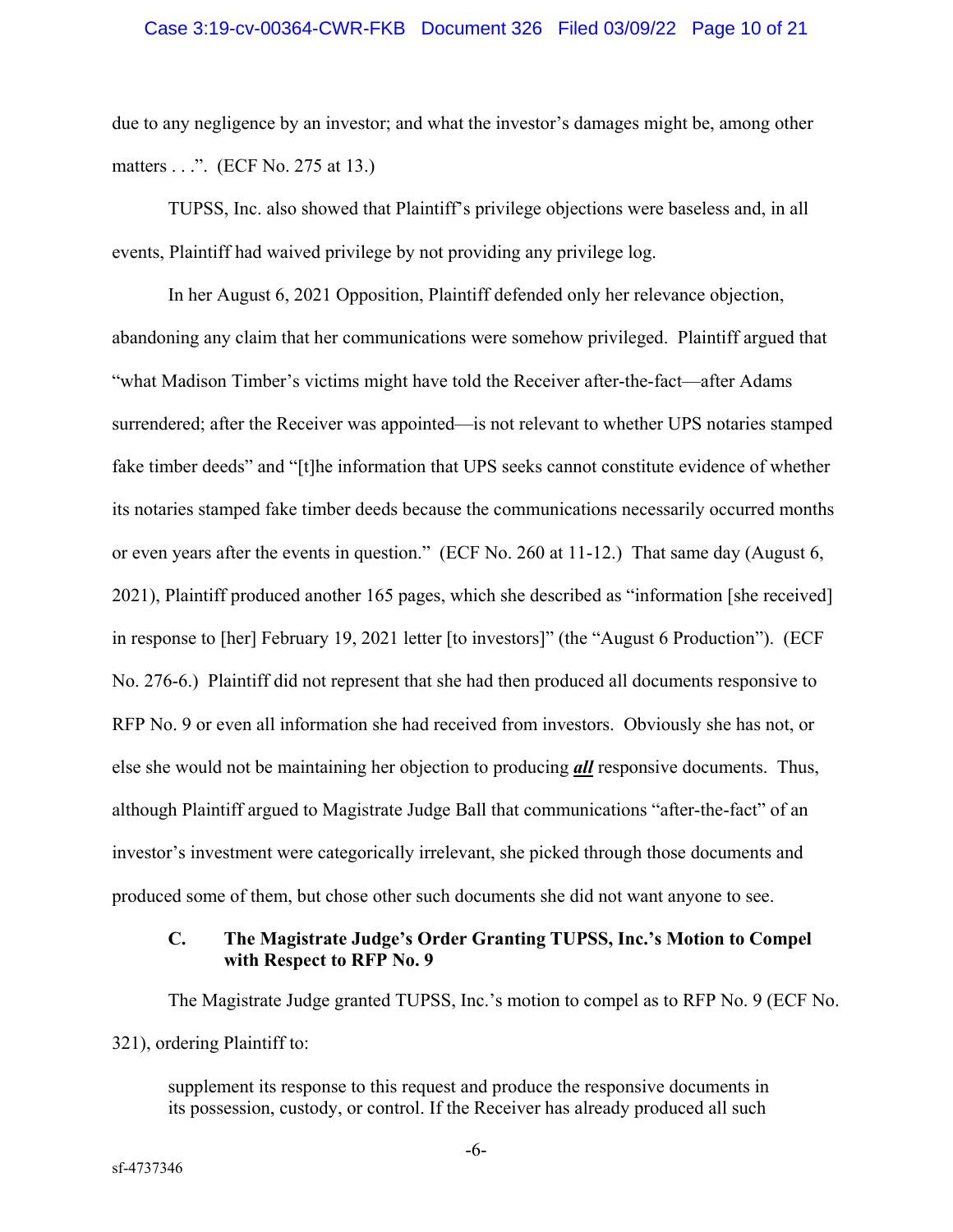due to any negligence by an investor; and what the investor's damages might be, among other matters . . .". (ECF No. 275 at 13.)

TUPSS, Inc. also showed that Plaintiff's privilege objections were baseless and, in all events, Plaintiff had waived privilege by not providing any privilege log.

In her August 6, 2021 Opposition, Plaintiff defended only her relevance objection, abandoning any claim that her communications were somehow privileged. Plaintiff argued that "what Madison Timber's victims might have told the Receiver after-the-fact—after Adams surrendered; after the Receiver was appointed—is not relevant to whether UPS notaries stamped fake timber deeds" and "[t]he information that UPS seeks cannot constitute evidence of whether its notaries stamped fake timber deeds because the communications necessarily occurred months or even years after the events in question." (ECF No. 260 at 11-12.) That same day (August 6, 2021), Plaintiff produced another 165 pages, which she described as "information [she received] in response to [her] February 19, 2021 letter [to investors]" (the "August 6 Production"). (ECF No. 276-6.) Plaintiff did not represent that she had then produced all documents responsive to RFP No. 9 or even all information she had received from investors. Obviously she has not, or else she would not be maintaining her objection to producing ***all*** responsive documents. Thus, although Plaintiff argued to Magistrate Judge Ball that communications "after-the-fact" of an investor's investment were categorically irrelevant, she picked through those documents and produced some of them, but chose other such documents she did not want anyone to see.

### C. The Magistrate Judge's Order Granting TUPSS, Inc.'s Motion to Compel with Respect to RFP No. 9

The Magistrate Judge granted TUPSS, Inc.'s motion to compel as to RFP No. 9 (ECF No. 321), ordering Plaintiff to:

> supplement its response to this request and produce the responsive documents in its possession, custody, or control. If the Receiver has already produced all such

sf-4737346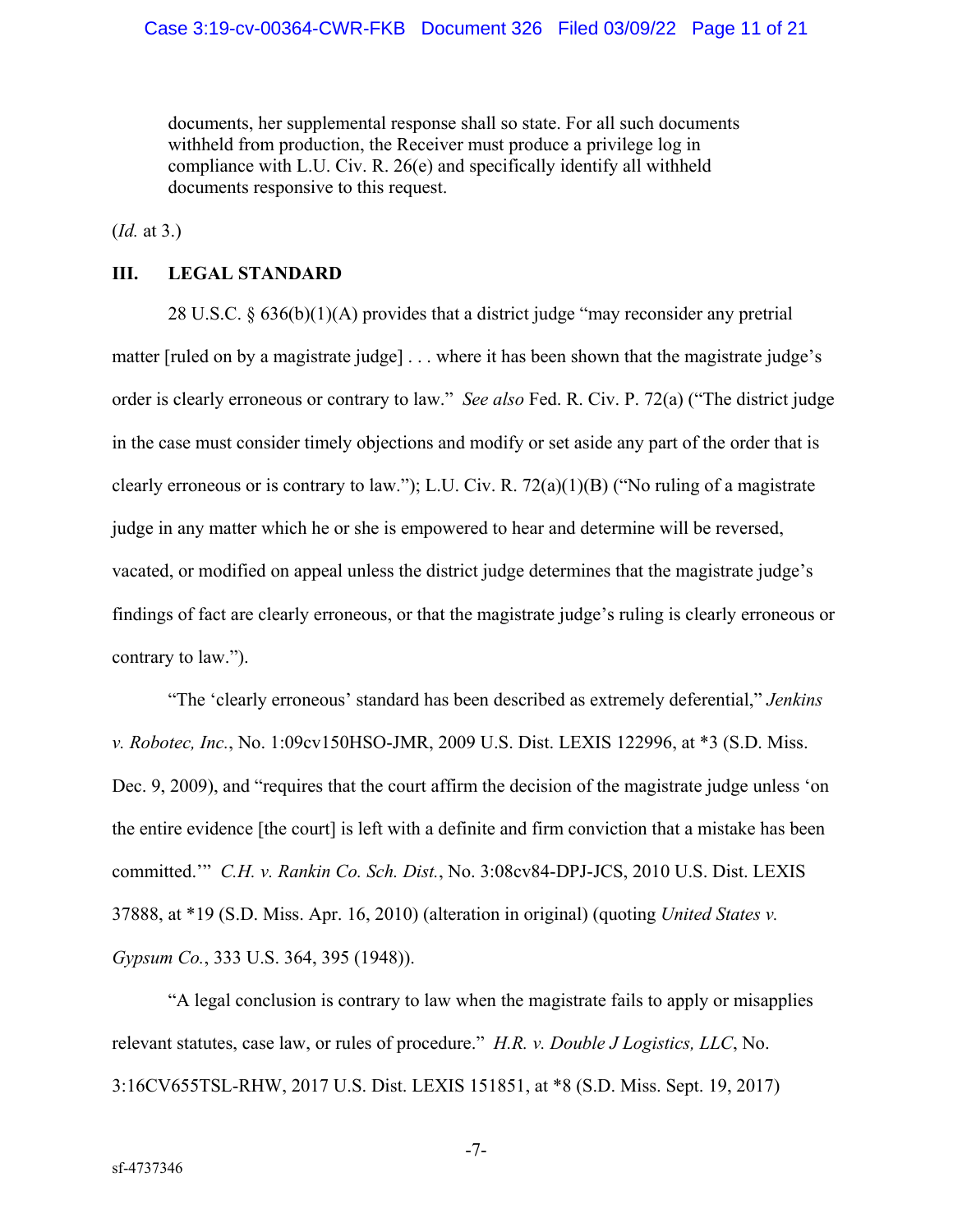> documents, her supplemental response shall so state. For all such documents withheld from production, the Receiver must produce a privilege log in compliance with L.U. Civ. R. 26(e) and specifically identify all withheld documents responsive to this request.

(*Id.* at 3.)

## III. LEGAL STANDARD

28 U.S.C. § 636(b)(1)(A) provides that a district judge "may reconsider any pretrial matter [ruled on by a magistrate judge] . . . where it has been shown that the magistrate judge's order is clearly erroneous or contrary to law." *See also* Fed. R. Civ. P. 72(a) ("The district judge in the case must consider timely objections and modify or set aside any part of the order that is clearly erroneous or is contrary to law."); L.U. Civ. R. 72(a)(1)(B) ("No ruling of a magistrate judge in any matter which he or she is empowered to hear and determine will be reversed, vacated, or modified on appeal unless the district judge determines that the magistrate judge's findings of fact are clearly erroneous, or that the magistrate judge's ruling is clearly erroneous or contrary to law.").

"The 'clearly erroneous' standard has been described as extremely deferential," *Jenkins v. Robotec, Inc.*, No. 1:09cv150HSO-JMR, 2009 U.S. Dist. LEXIS 122996, at *3 (S.D. Miss. Dec. 9, 2009), and "requires that the court affirm the decision of the magistrate judge unless 'on the entire evidence [the court] is left with a definite and firm conviction that a mistake has been committed.'" *C.H. v. Rankin Co. Sch. Dist.*, No. 3:08cv84-DPJ-JCS, 2010 U.S. Dist. LEXIS 37888, at *19 (S.D. Miss. Apr. 16, 2010) (alteration in original) (quoting *United States v. Gypsum Co.*, 333 U.S. 364, 395 (1948)).

"A legal conclusion is contrary to law when the magistrate fails to apply or misapplies relevant statutes, case law, or rules of procedure." *H.R. v. Double J Logistics, LLC*, No. 3:16CV655TSL-RHW, 2017 U.S. Dist. LEXIS 151851, at *8 (S.D. Miss. Sept. 19, 2017)

sf-4737346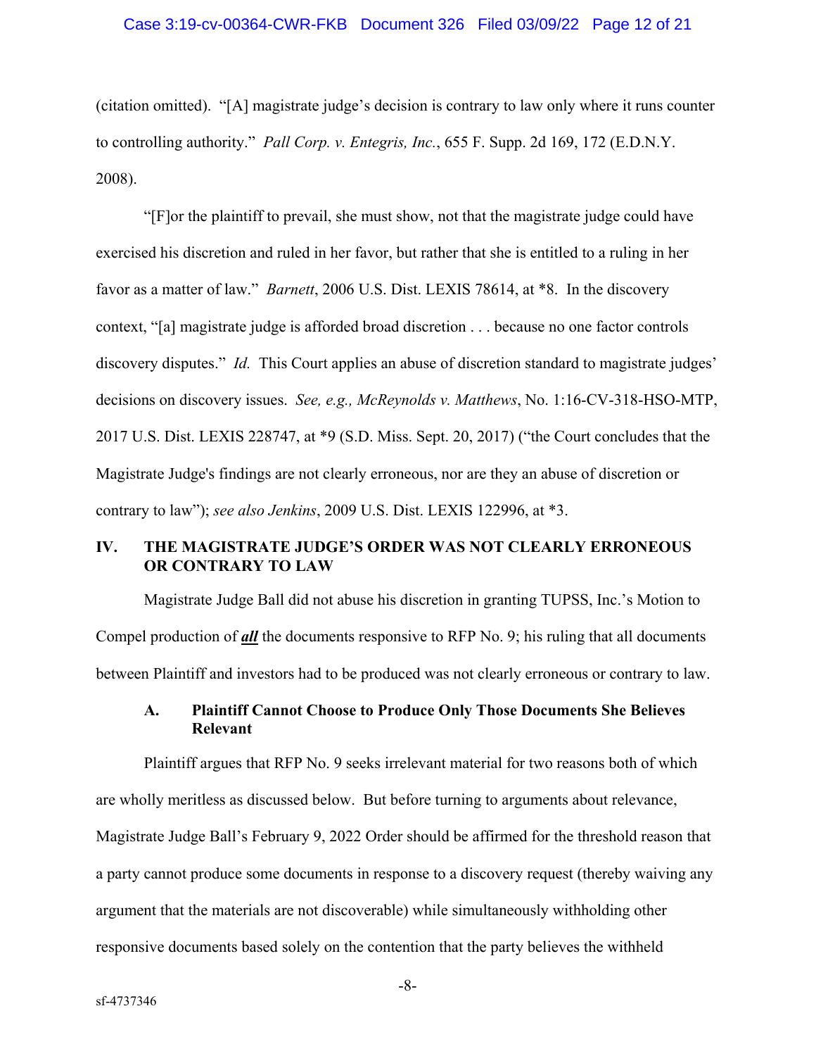(citation omitted). "[A] magistrate judge's decision is contrary to law only where it runs counter to controlling authority." *Pall Corp. v. Entegris, Inc.*, 655 F. Supp. 2d 169, 172 (E.D.N.Y. 2008).

"[F]or the plaintiff to prevail, she must show, not that the magistrate judge could have exercised his discretion and ruled in her favor, but rather that she is entitled to a ruling in her favor as a matter of law." *Barnett*, 2006 U.S. Dist. LEXIS 78614, at *8. In the discovery context, "[a] magistrate judge is afforded broad discretion . . . because no one factor controls discovery disputes." *Id.* This Court applies an abuse of discretion standard to magistrate judges' decisions on discovery issues. *See, e.g., McReynolds v. Matthews*, No. 1:16-CV-318-HSO-MTP, 2017 U.S. Dist. LEXIS 228747, at *9 (S.D. Miss. Sept. 20, 2017) ("the Court concludes that the Magistrate Judge's findings are not clearly erroneous, nor are they an abuse of discretion or contrary to law"); *see also Jenkins*, 2009 U.S. Dist. LEXIS 122996, at *3.

## IV. THE MAGISTRATE JUDGE'S ORDER WAS NOT CLEARLY ERRONEOUS OR CONTRARY TO LAW

Magistrate Judge Ball did not abuse his discretion in granting TUPSS, Inc.'s Motion to Compel production of ***all*** the documents responsive to RFP No. 9; his ruling that all documents between Plaintiff and investors had to be produced was not clearly erroneous or contrary to law.

### A. Plaintiff Cannot Choose to Produce Only Those Documents She Believes Relevant

Plaintiff argues that RFP No. 9 seeks irrelevant material for two reasons both of which are wholly meritless as discussed below. But before turning to arguments about relevance, Magistrate Judge Ball's February 9, 2022 Order should be affirmed for the threshold reason that a party cannot produce some documents in response to a discovery request (thereby waiving any argument that the materials are not discoverable) while simultaneously withholding other responsive documents based solely on the contention that the party believes the withheld

sf-4737346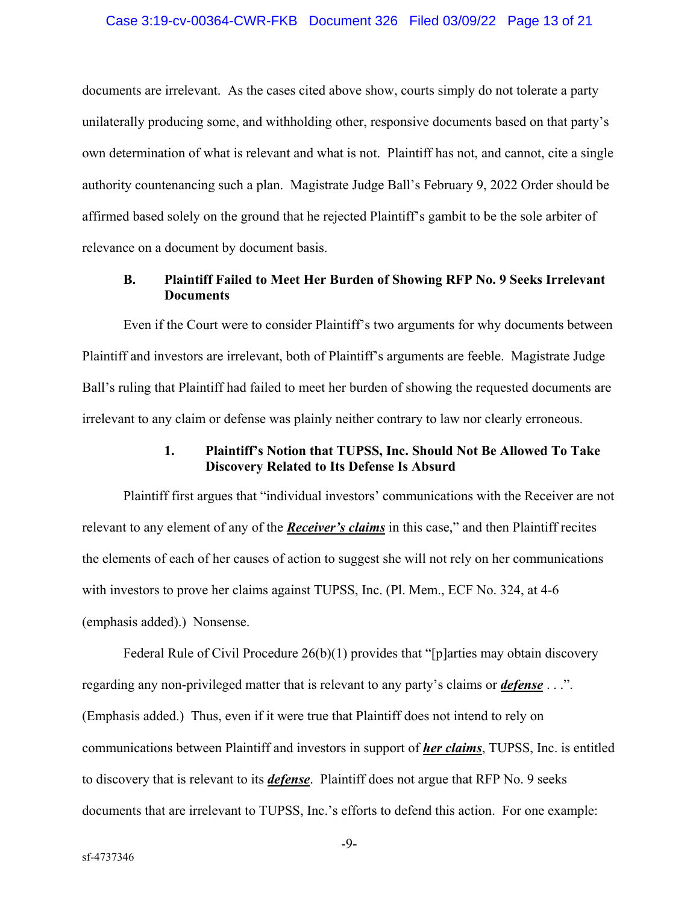documents are irrelevant. As the cases cited above show, courts simply do not tolerate a party unilaterally producing some, and withholding other, responsive documents based on that party's own determination of what is relevant and what is not. Plaintiff has not, and cannot, cite a single authority countenancing such a plan. Magistrate Judge Ball's February 9, 2022 Order should be affirmed based solely on the ground that he rejected Plaintiff's gambit to be the sole arbiter of relevance on a document by document basis.

### B. Plaintiff Failed to Meet Her Burden of Showing RFP No. 9 Seeks Irrelevant Documents

Even if the Court were to consider Plaintiff's two arguments for why documents between Plaintiff and investors are irrelevant, both of Plaintiff's arguments are feeble. Magistrate Judge Ball's ruling that Plaintiff had failed to meet her burden of showing the requested documents are irrelevant to any claim or defense was plainly neither contrary to law nor clearly erroneous.

#### 1. Plaintiff's Notion that TUPSS, Inc. Should Not Be Allowed To Take Discovery Related to Its Defense Is Absurd

Plaintiff first argues that "individual investors' communications with the Receiver are not relevant to any element of any of the ***<u>Receiver's claims</u>*** in this case," and then Plaintiff recites the elements of each of her causes of action to suggest she will not rely on her communications with investors to prove her claims against TUPSS, Inc. (Pl. Mem., ECF No. 324, at 4-6 (emphasis added).) Nonsense.

Federal Rule of Civil Procedure 26(b)(1) provides that "[p]arties may obtain discovery regarding any non-privileged matter that is relevant to any party's claims or ***<u>defense</u>*** . . .". (Emphasis added.) Thus, even if it were true that Plaintiff does not intend to rely on communications between Plaintiff and investors in support of ***<u>her claims</u>***, TUPSS, Inc. is entitled to discovery that is relevant to its ***<u>defense</u>***. Plaintiff does not argue that RFP No. 9 seeks documents that are irrelevant to TUPSS, Inc.'s efforts to defend this action. For one example: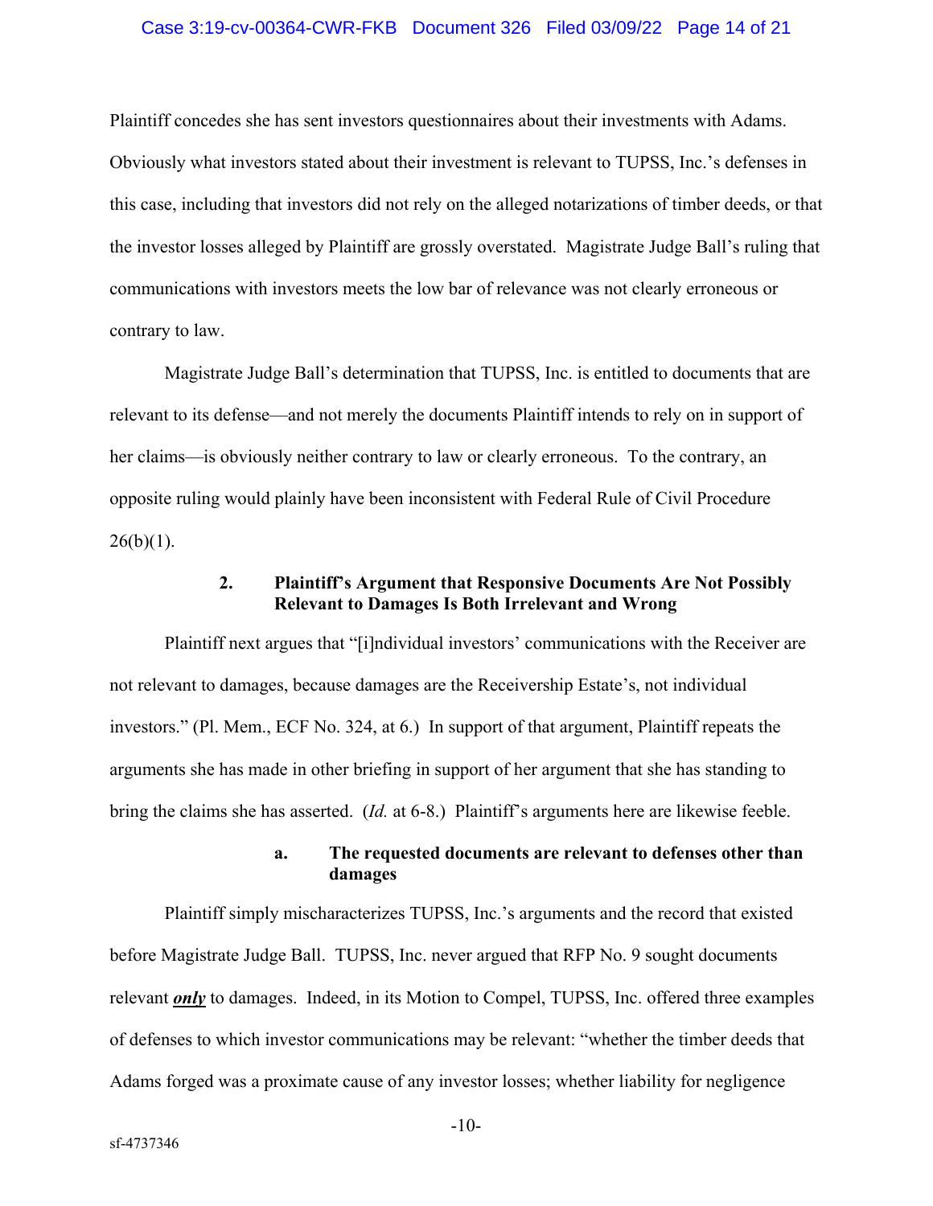Plaintiff concedes she has sent investors questionnaires about their investments with Adams. Obviously what investors stated about their investment is relevant to TUPSS, Inc.'s defenses in this case, including that investors did not rely on the alleged notarizations of timber deeds, or that the investor losses alleged by Plaintiff are grossly overstated. Magistrate Judge Ball's ruling that communications with investors meets the low bar of relevance was not clearly erroneous or contrary to law.

Magistrate Judge Ball's determination that TUPSS, Inc. is entitled to documents that are relevant to its defense—and not merely the documents Plaintiff intends to rely on in support of her claims—is obviously neither contrary to law or clearly erroneous. To the contrary, an opposite ruling would plainly have been inconsistent with Federal Rule of Civil Procedure 26(b)(1).

### 2. Plaintiff's Argument that Responsive Documents Are Not Possibly Relevant to Damages Is Both Irrelevant and Wrong

Plaintiff next argues that "[i]ndividual investors' communications with the Receiver are not relevant to damages, because damages are the Receivership Estate's, not individual investors." (Pl. Mem., ECF No. 324, at 6.) In support of that argument, Plaintiff repeats the arguments she has made in other briefing in support of her argument that she has standing to bring the claims she has asserted. (*Id.* at 6-8.) Plaintiff's arguments here are likewise feeble.

#### a. The requested documents are relevant to defenses other than damages

Plaintiff simply mischaracterizes TUPSS, Inc.'s arguments and the record that existed before Magistrate Judge Ball. TUPSS, Inc. never argued that RFP No. 9 sought documents relevant ***only*** to damages. Indeed, in its Motion to Compel, TUPSS, Inc. offered three examples of defenses to which investor communications may be relevant: "whether the timber deeds that Adams forged was a proximate cause of any investor losses; whether liability for negligence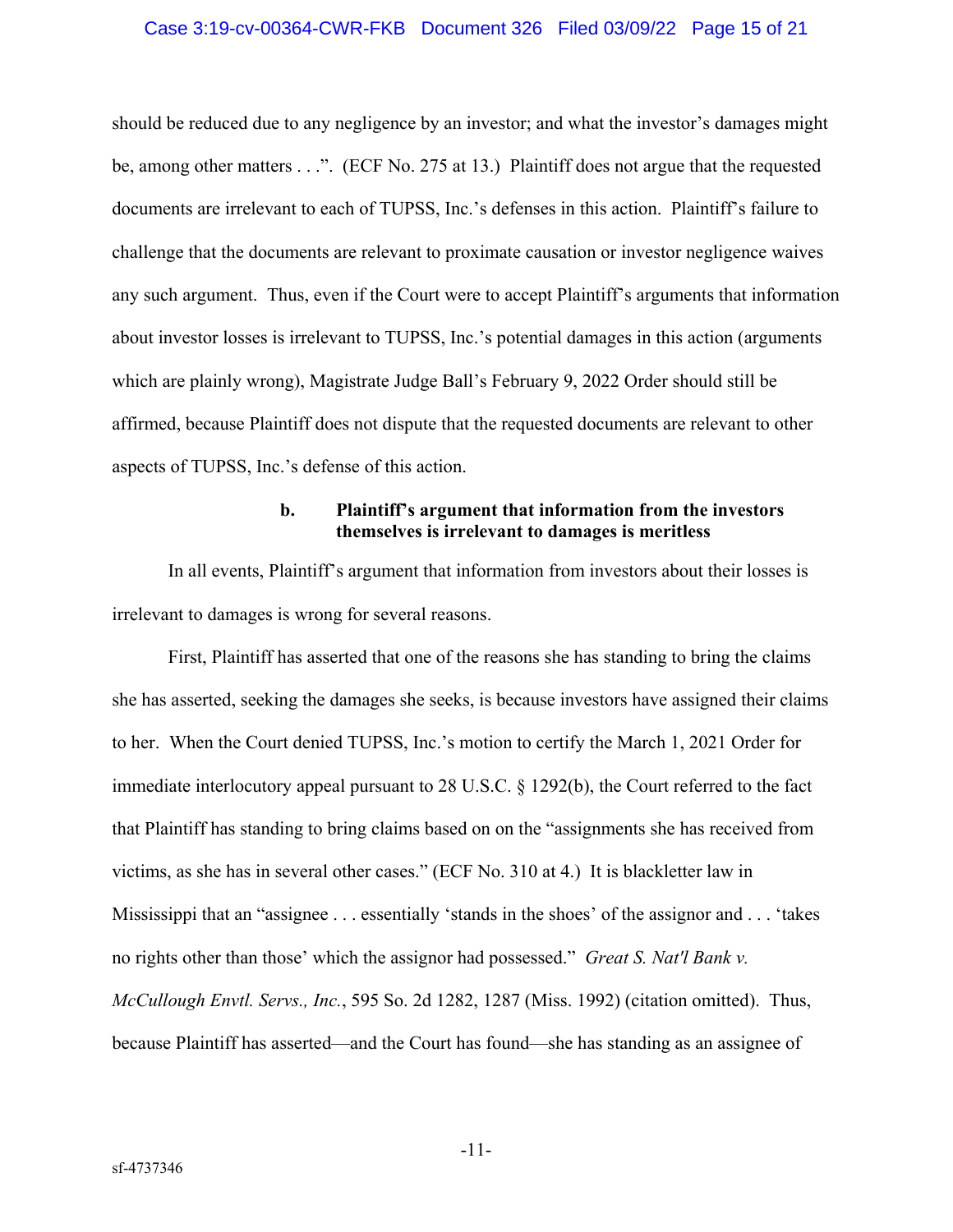should be reduced due to any negligence by an investor; and what the investor's damages might be, among other matters . . .". (ECF No. 275 at 13.) Plaintiff does not argue that the requested documents are irrelevant to each of TUPSS, Inc.'s defenses in this action. Plaintiff's failure to challenge that the documents are relevant to proximate causation or investor negligence waives any such argument. Thus, even if the Court were to accept Plaintiff's arguments that information about investor losses is irrelevant to TUPSS, Inc.'s potential damages in this action (arguments which are plainly wrong), Magistrate Judge Ball's February 9, 2022 Order should still be affirmed, because Plaintiff does not dispute that the requested documents are relevant to other aspects of TUPSS, Inc.'s defense of this action.

**b. Plaintiff's argument that information from the investors themselves is irrelevant to damages is meritless**

In all events, Plaintiff's argument that information from investors about their losses is irrelevant to damages is wrong for several reasons.

First, Plaintiff has asserted that one of the reasons she has standing to bring the claims she has asserted, seeking the damages she seeks, is because investors have assigned their claims to her. When the Court denied TUPSS, Inc.'s motion to certify the March 1, 2021 Order for immediate interlocutory appeal pursuant to 28 U.S.C. § 1292(b), the Court referred to the fact that Plaintiff has standing to bring claims based on on the "assignments she has received from victims, as she has in several other cases." (ECF No. 310 at 4.) It is blackletter law in Mississippi that an "assignee . . . essentially 'stands in the shoes' of the assignor and . . . 'takes no rights other than those' which the assignor had possessed." *Great S. Nat'l Bank v. McCullough Envtl. Servs., Inc.*, 595 So. 2d 1282, 1287 (Miss. 1992) (citation omitted). Thus, because Plaintiff has asserted—and the Court has found—she has standing as an assignee of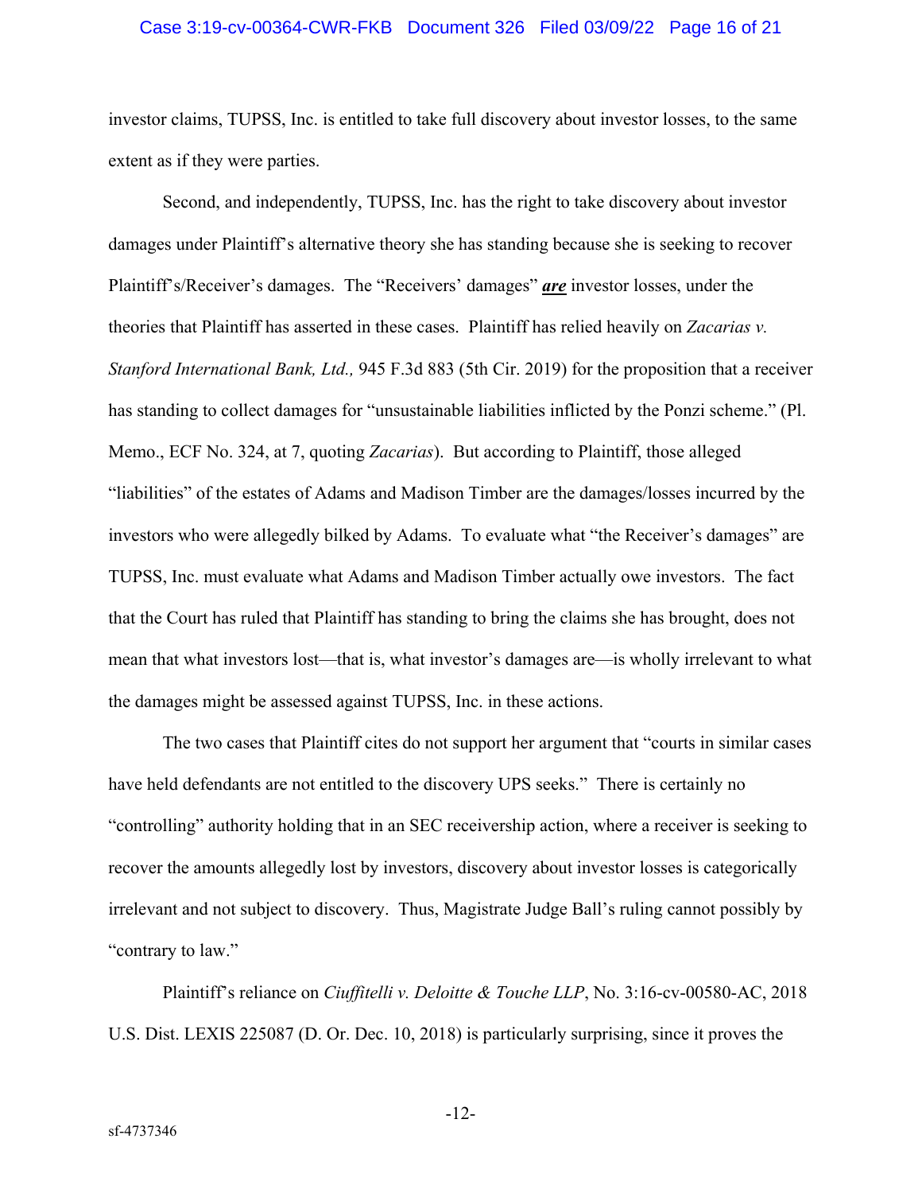investor claims, TUPSS, Inc. is entitled to take full discovery about investor losses, to the same extent as if they were parties.

Second, and independently, TUPSS, Inc. has the right to take discovery about investor damages under Plaintiff's alternative theory she has standing because she is seeking to recover Plaintiff's/Receiver's damages. The "Receivers' damages" ***are*** investor losses, under the theories that Plaintiff has asserted in these cases. Plaintiff has relied heavily on *Zacarias v. Stanford International Bank, Ltd.,* 945 F.3d 883 (5th Cir. 2019) for the proposition that a receiver has standing to collect damages for "unsustainable liabilities inflicted by the Ponzi scheme." (Pl. Memo., ECF No. 324, at 7, quoting *Zacarias*). But according to Plaintiff, those alleged "liabilities" of the estates of Adams and Madison Timber are the damages/losses incurred by the investors who were allegedly bilked by Adams. To evaluate what "the Receiver's damages" are TUPSS, Inc. must evaluate what Adams and Madison Timber actually owe investors. The fact that the Court has ruled that Plaintiff has standing to bring the claims she has brought, does not mean that what investors lost—that is, what investor's damages are—is wholly irrelevant to what the damages might be assessed against TUPSS, Inc. in these actions.

The two cases that Plaintiff cites do not support her argument that "courts in similar cases have held defendants are not entitled to the discovery UPS seeks." There is certainly no "controlling" authority holding that in an SEC receivership action, where a receiver is seeking to recover the amounts allegedly lost by investors, discovery about investor losses is categorically irrelevant and not subject to discovery. Thus, Magistrate Judge Ball's ruling cannot possibly by "contrary to law."

Plaintiff's reliance on *Ciuffitelli v. Deloitte & Touche LLP*, No. 3:16-cv-00580-AC, 2018 U.S. Dist. LEXIS 225087 (D. Or. Dec. 10, 2018) is particularly surprising, since it proves the

sf-4737346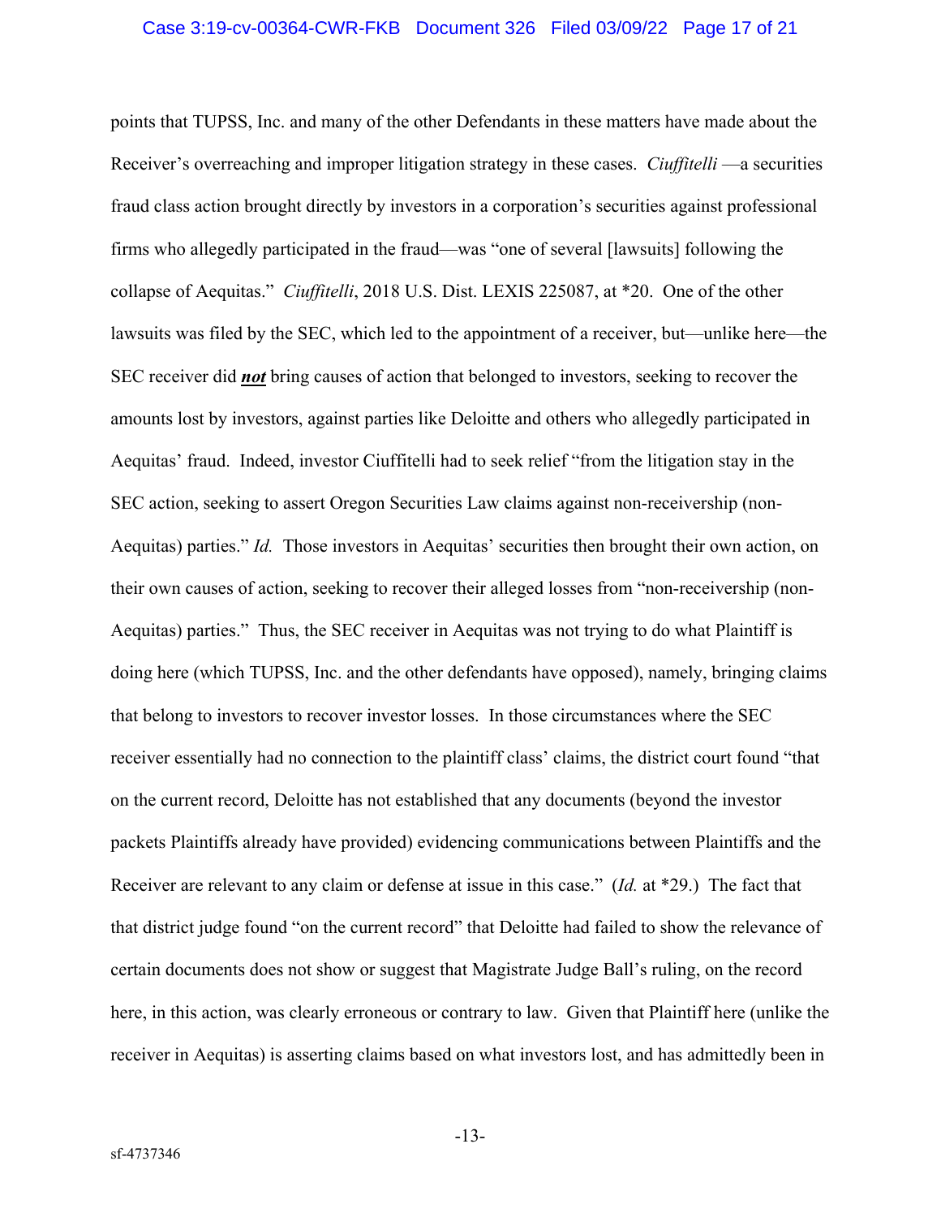points that TUPSS, Inc. and many of the other Defendants in these matters have made about the Receiver's overreaching and improper litigation strategy in these cases. *Ciuffitelli* —a securities fraud class action brought directly by investors in a corporation's securities against professional firms who allegedly participated in the fraud—was "one of several [lawsuits] following the collapse of Aequitas." *Ciuffitelli*, 2018 U.S. Dist. LEXIS 225087, at *20. One of the other lawsuits was filed by the SEC, which led to the appointment of a receiver, but—unlike here—the SEC receiver did ***not*** bring causes of action that belonged to investors, seeking to recover the amounts lost by investors, against parties like Deloitte and others who allegedly participated in Aequitas' fraud. Indeed, investor Ciuffitelli had to seek relief "from the litigation stay in the SEC action, seeking to assert Oregon Securities Law claims against non-receivership (non-Aequitas) parties." *Id.* Those investors in Aequitas' securities then brought their own action, on their own causes of action, seeking to recover their alleged losses from "non-receivership (non-Aequitas) parties." Thus, the SEC receiver in Aequitas was not trying to do what Plaintiff is doing here (which TUPSS, Inc. and the other defendants have opposed), namely, bringing claims that belong to investors to recover investor losses. In those circumstances where the SEC receiver essentially had no connection to the plaintiff class' claims, the district court found "that on the current record, Deloitte has not established that any documents (beyond the investor packets Plaintiffs already have provided) evidencing communications between Plaintiffs and the Receiver are relevant to any claim or defense at issue in this case." (*Id.* at *29.) The fact that that district judge found "on the current record" that Deloitte had failed to show the relevance of certain documents does not show or suggest that Magistrate Judge Ball's ruling, on the record here, in this action, was clearly erroneous or contrary to law. Given that Plaintiff here (unlike the receiver in Aequitas) is asserting claims based on what investors lost, and has admittedly been in

sf-4737346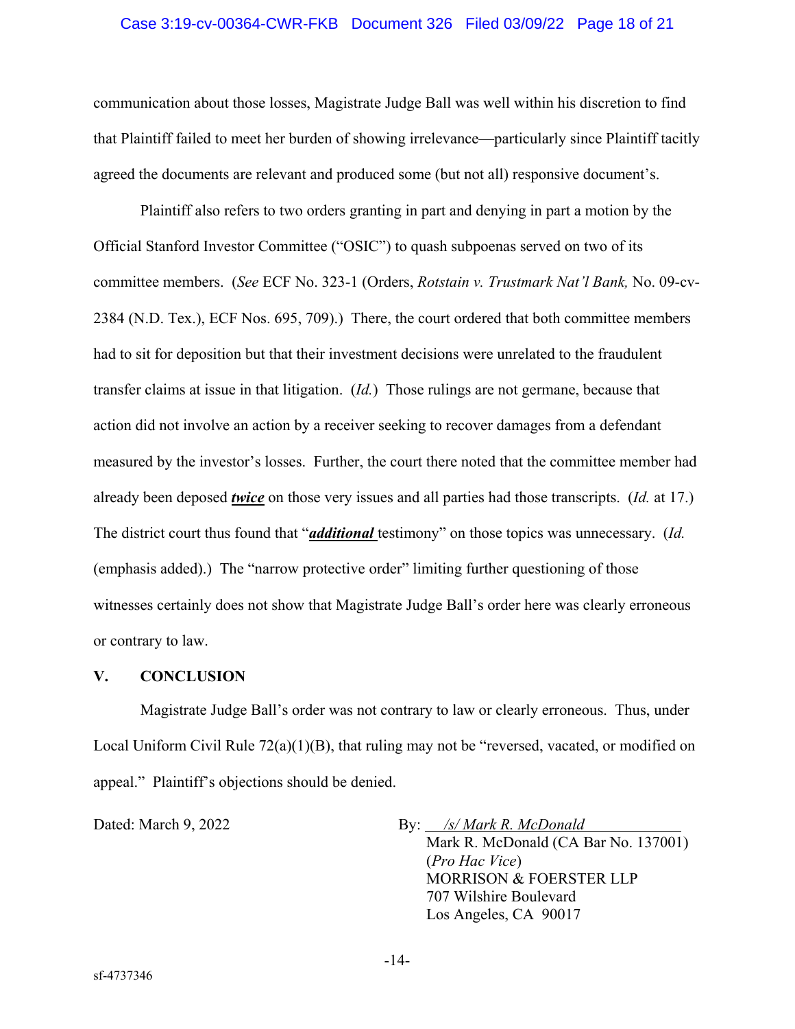communication about those losses, Magistrate Judge Ball was well within his discretion to find that Plaintiff failed to meet her burden of showing irrelevance—particularly since Plaintiff tacitly agreed the documents are relevant and produced some (but not all) responsive document's.

Plaintiff also refers to two orders granting in part and denying in part a motion by the Official Stanford Investor Committee ("OSIC") to quash subpoenas served on two of its committee members. (*See* ECF No. 323-1 (Orders, *Rotstain v. Trustmark Nat'l Bank,* No. 09-cv-2384 (N.D. Tex.), ECF Nos. 695, 709).) There, the court ordered that both committee members had to sit for deposition but that their investment decisions were unrelated to the fraudulent transfer claims at issue in that litigation. (*Id.*) Those rulings are not germane, because that action did not involve an action by a receiver seeking to recover damages from a defendant measured by the investor's losses. Further, the court there noted that the committee member had already been deposed ***twice*** on those very issues and all parties had those transcripts. (*Id.* at 17.) The district court thus found that "***additional*** testimony" on those topics was unnecessary. (*Id.* (emphasis added).) The "narrow protective order" limiting further questioning of those witnesses certainly does not show that Magistrate Judge Ball's order here was clearly erroneous or contrary to law.

## V. CONCLUSION

Magistrate Judge Ball's order was not contrary to law or clearly erroneous. Thus, under Local Uniform Civil Rule 72(a)(1)(B), that ruling may not be "reversed, vacated, or modified on appeal." Plaintiff's objections should be denied.

Dated: March 9, 2022

By: */s/ Mark R. McDonald*
Mark R. McDonald (CA Bar No. 137001)
(*Pro Hac Vice*)
MORRISON & FOERSTER LLP
707 Wilshire Boulevard
Los Angeles, CA 90017

sf-4737346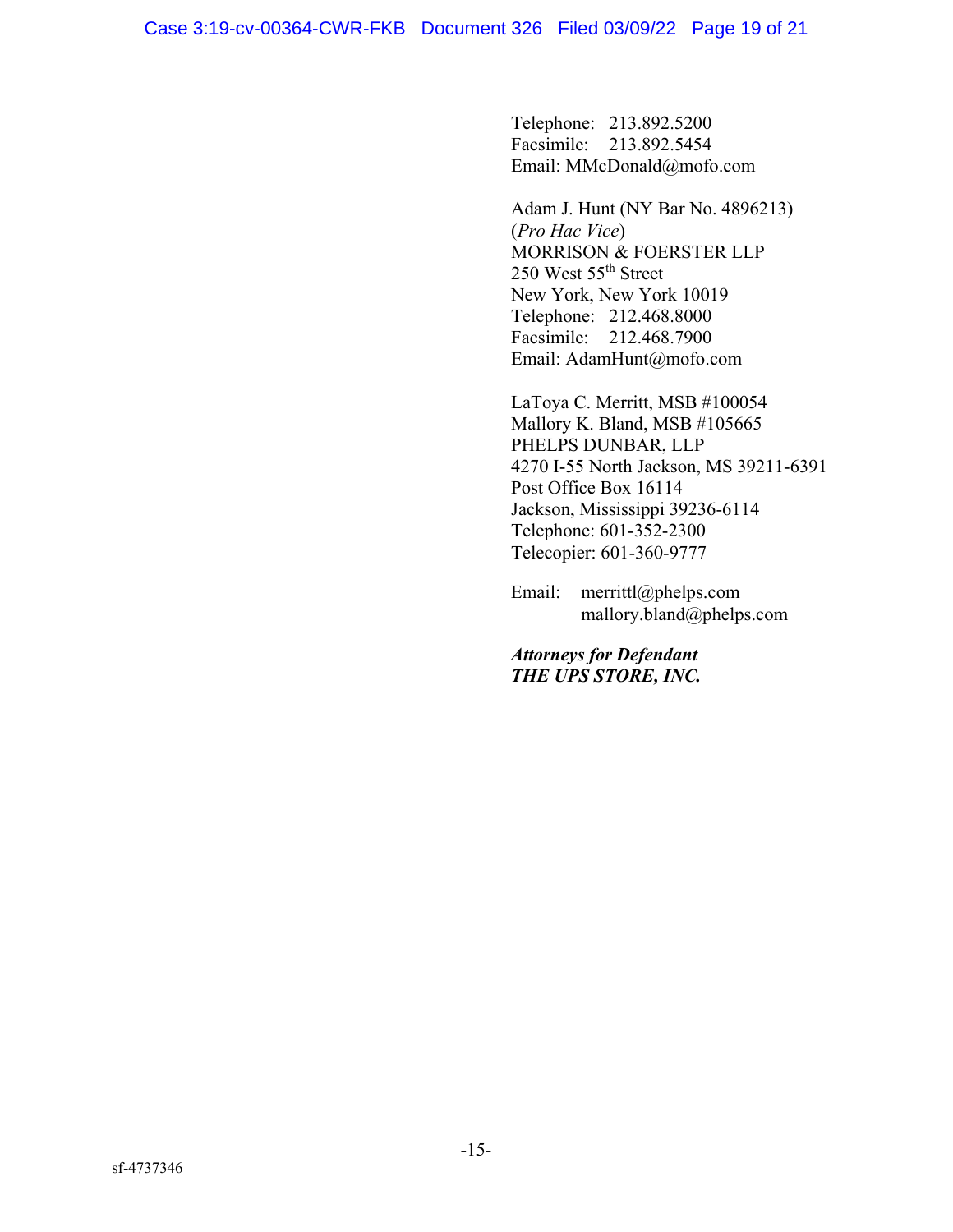Telephone: 213.892.5200
Facsimile: 213.892.5454
Email: MMcDonald@mofo.com

Adam J. Hunt (NY Bar No. 4896213)
(*Pro Hac Vice*)
MORRISON & FOERSTER LLP
250 West 55th Street
New York, New York 10019
Telephone: 212.468.8000
Facsimile: 212.468.7900
Email: AdamHunt@mofo.com

LaToya C. Merritt, MSB #100054
Mallory K. Bland, MSB #105665
PHELPS DUNBAR, LLP
4270 I-55 North Jackson, MS 39211-6391
Post Office Box 16114
Jackson, Mississippi 39236-6114
Telephone: 601-352-2300
Telecopier: 601-360-9777

Email: merrittl@phelps.com
mallory.bland@phelps.com

***Attorneys for Defendant***
***THE UPS STORE, INC.***

sf-4737346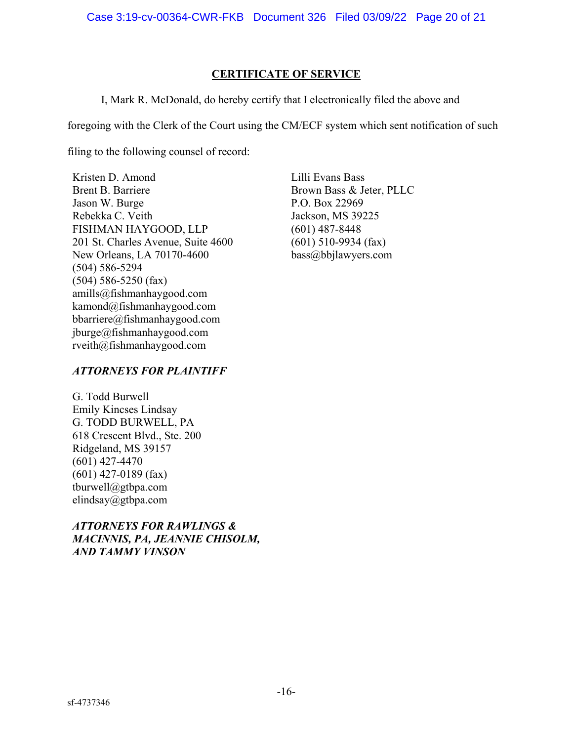## CERTIFICATE OF SERVICE

I, Mark R. McDonald, do hereby certify that I electronically filed the above and foregoing with the Clerk of the Court using the CM/ECF system which sent notification of such filing to the following counsel of record:

Kristen D. Amond
Brent B. Barriere
Jason W. Burge
Rebekka C. Veith
FISHMAN HAYGOOD, LLP
201 St. Charles Avenue, Suite 4600
New Orleans, LA 70170-4600
(504) 586-5294
(504) 586-5250 (fax)
amills@fishmanhaygood.com
kamond@fishmanhaygood.com
bbarriere@fishmanhaygood.com
jburge@fishmanhaygood.com
rveith@fishmanhaygood.com

***ATTORNEYS FOR PLAINTIFF***

Lilli Evans Bass
Brown Bass & Jeter, PLLC
P.O. Box 22969
Jackson, MS 39225
(601) 487-8448
(601) 510-9934 (fax)
bass@bbjlawyers.com

G. Todd Burwell
Emily Kincses Lindsay
G. TODD BURWELL, PA
618 Crescent Blvd., Ste. 200
Ridgeland, MS 39157
(601) 427-4470
(601) 427-0189 (fax)
tburwell@gtbpa.com
elindsay@gtbpa.com

***ATTORNEYS FOR RAWLINGS & MACINNIS, PA, JEANNIE CHISOLM, AND TAMMY VINSON***

sf-4737346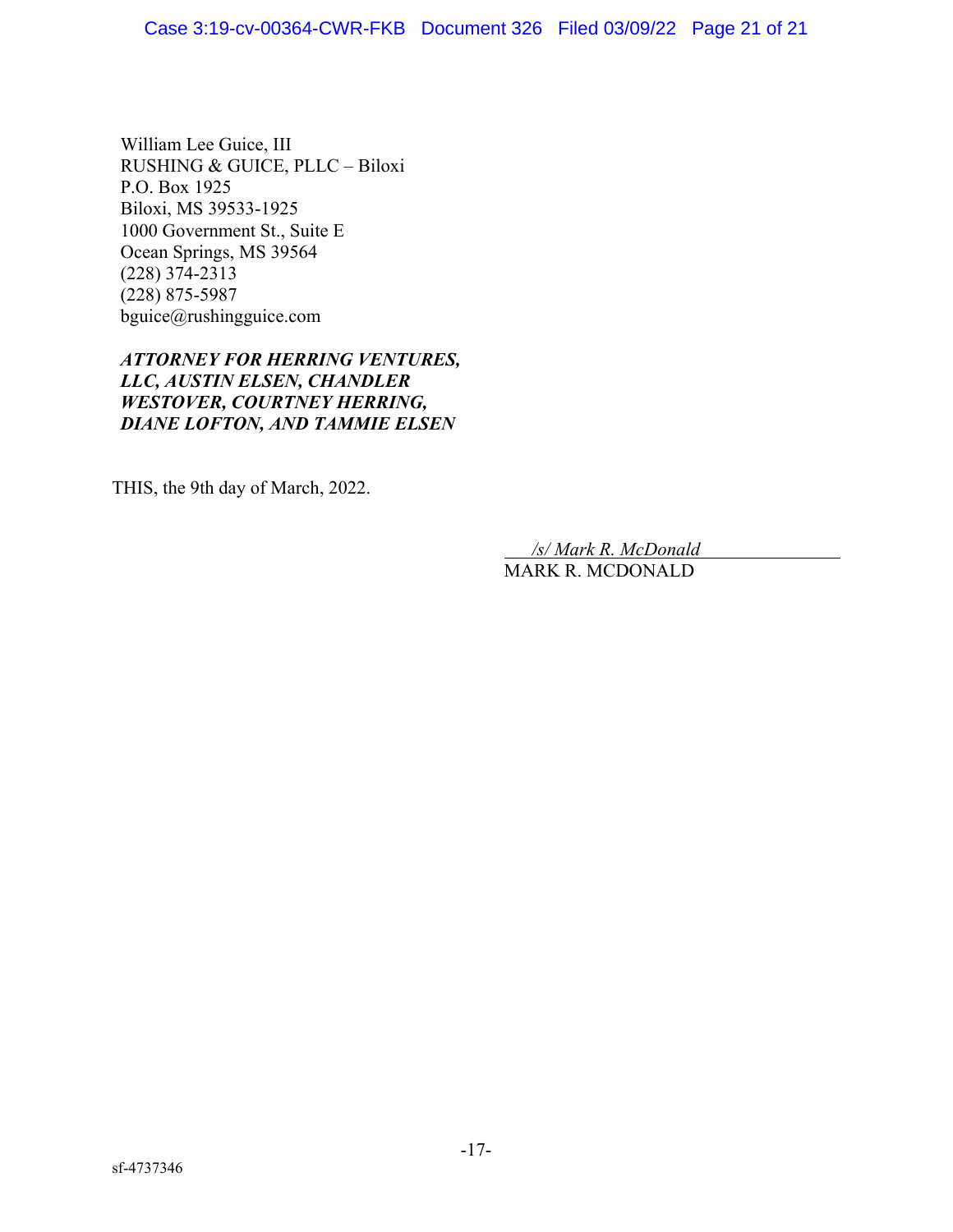William Lee Guice, III
RUSHING & GUICE, PLLC – Biloxi
P.O. Box 1925
Biloxi, MS 39533-1925
1000 Government St., Suite E
Ocean Springs, MS 39564
(228) 374-2313
(228) 875-5987
bguice@rushingguice.com

***ATTORNEY FOR HERRING VENTURES, LLC, AUSTIN ELSEN, CHANDLER WESTOVER, COURTNEY HERRING, DIANE LOFTON, AND TAMMIE ELSEN***

THIS, the 9th day of March, 2022.

*/s/ Mark R. McDonald*
MARK R. MCDONALD

sf-4737346